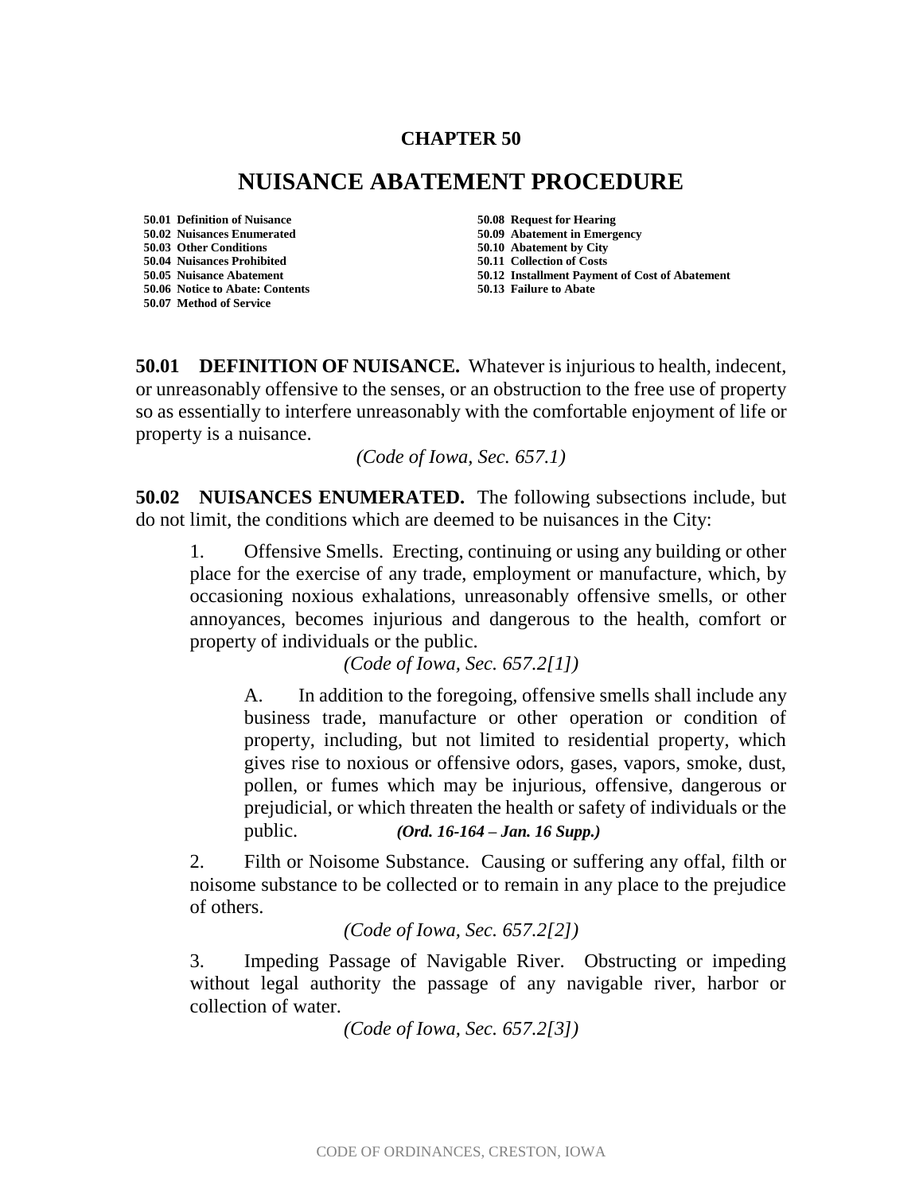# CHAPTER 50

# NUISANCE ABATEMENT PROCEDURE

**50.01 Definition of Nuisance**
**50.02 Nuisances Enumerated**
**50.03 Other Conditions**
**50.04 Nuisances Prohibited**
**50.05 Nuisance Abatement**
**50.06 Notice to Abate: Contents**
**50.07 Method of Service**
**50.08 Request for Hearing**
**50.09 Abatement in Emergency**
**50.10 Abatement by City**
**50.11 Collection of Costs**
**50.12 Installment Payment of Cost of Abatement**
**50.13 Failure to Abate**

**50.01 DEFINITION OF NUISANCE.** Whatever is injurious to health, indecent, or unreasonably offensive to the senses, or an obstruction to the free use of property so as essentially to interfere unreasonably with the comfortable enjoyment of life or property is a nuisance.

*(Code of Iowa, Sec. 657.1)*

**50.02 NUISANCES ENUMERATED.** The following subsections include, but do not limit, the conditions which are deemed to be nuisances in the City:

1. Offensive Smells. Erecting, continuing or using any building or other place for the exercise of any trade, employment or manufacture, which, by occasioning noxious exhalations, unreasonably offensive smells, or other annoyances, becomes injurious and dangerous to the health, comfort or property of individuals or the public.

   *(Code of Iowa, Sec. 657.2[1])*

   A. In addition to the foregoing, offensive smells shall include any business trade, manufacture or other operation or condition of property, including, but not limited to residential property, which gives rise to noxious or offensive odors, gases, vapors, smoke, dust, pollen, or fumes which may be injurious, offensive, dangerous or prejudicial, or which threaten the health or safety of individuals or the public. ***(Ord. 16-164 – Jan. 16 Supp.)***

2. Filth or Noisome Substance. Causing or suffering any offal, filth or noisome substance to be collected or to remain in any place to the prejudice of others.

   *(Code of Iowa, Sec. 657.2[2])*

3. Impeding Passage of Navigable River. Obstructing or impeding without legal authority the passage of any navigable river, harbor or collection of water.

   *(Code of Iowa, Sec. 657.2[3])*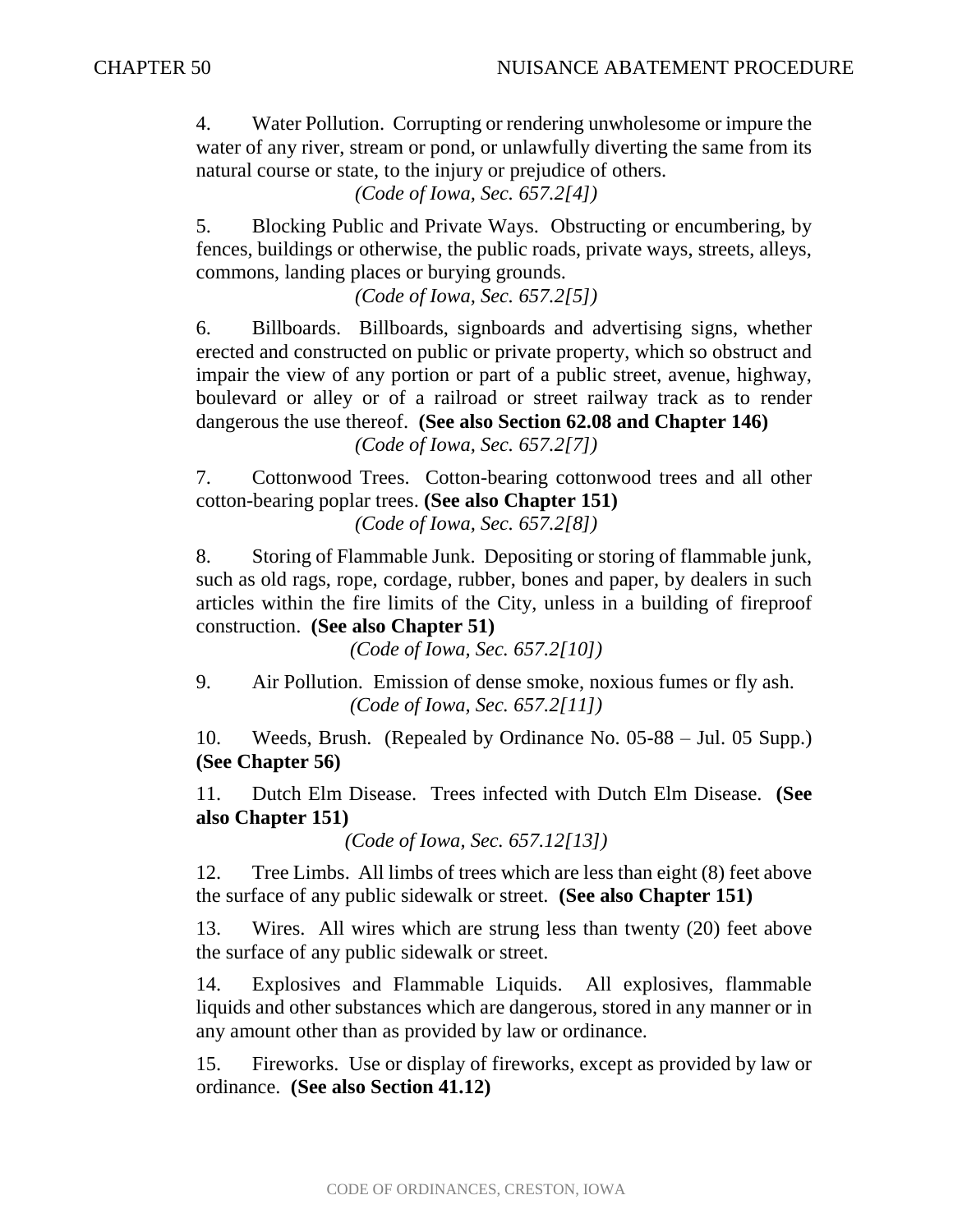4. Water Pollution. Corrupting or rendering unwholesome or impure the water of any river, stream or pond, or unlawfully diverting the same from its natural course or state, to the injury or prejudice of others.

*(Code of Iowa, Sec. 657.2[4])*

5. Blocking Public and Private Ways. Obstructing or encumbering, by fences, buildings or otherwise, the public roads, private ways, streets, alleys, commons, landing places or burying grounds.

*(Code of Iowa, Sec. 657.2[5])*

6. Billboards. Billboards, signboards and advertising signs, whether erected and constructed on public or private property, which so obstruct and impair the view of any portion or part of a public street, avenue, highway, boulevard or alley or of a railroad or street railway track as to render dangerous the use thereof. **(See also Section 62.08 and Chapter 146)**

*(Code of Iowa, Sec. 657.2[7])*

7. Cottonwood Trees. Cotton-bearing cottonwood trees and all other cotton-bearing poplar trees. **(See also Chapter 151)**

*(Code of Iowa, Sec. 657.2[8])*

8. Storing of Flammable Junk. Depositing or storing of flammable junk, such as old rags, rope, cordage, rubber, bones and paper, by dealers in such articles within the fire limits of the City, unless in a building of fireproof construction. **(See also Chapter 51)**

*(Code of Iowa, Sec. 657.2[10])*

9. Air Pollution. Emission of dense smoke, noxious fumes or fly ash.

*(Code of Iowa, Sec. 657.2[11])*

10. Weeds, Brush. (Repealed by Ordinance No. 05-88 – Jul. 05 Supp.) **(See Chapter 56)**

11. Dutch Elm Disease. Trees infected with Dutch Elm Disease. **(See also Chapter 151)**

*(Code of Iowa, Sec. 657.12[13])*

12. Tree Limbs. All limbs of trees which are less than eight (8) feet above the surface of any public sidewalk or street. **(See also Chapter 151)**

13. Wires. All wires which are strung less than twenty (20) feet above the surface of any public sidewalk or street.

14. Explosives and Flammable Liquids. All explosives, flammable liquids and other substances which are dangerous, stored in any manner or in any amount other than as provided by law or ordinance.

15. Fireworks. Use or display of fireworks, except as provided by law or ordinance. **(See also Section 41.12)**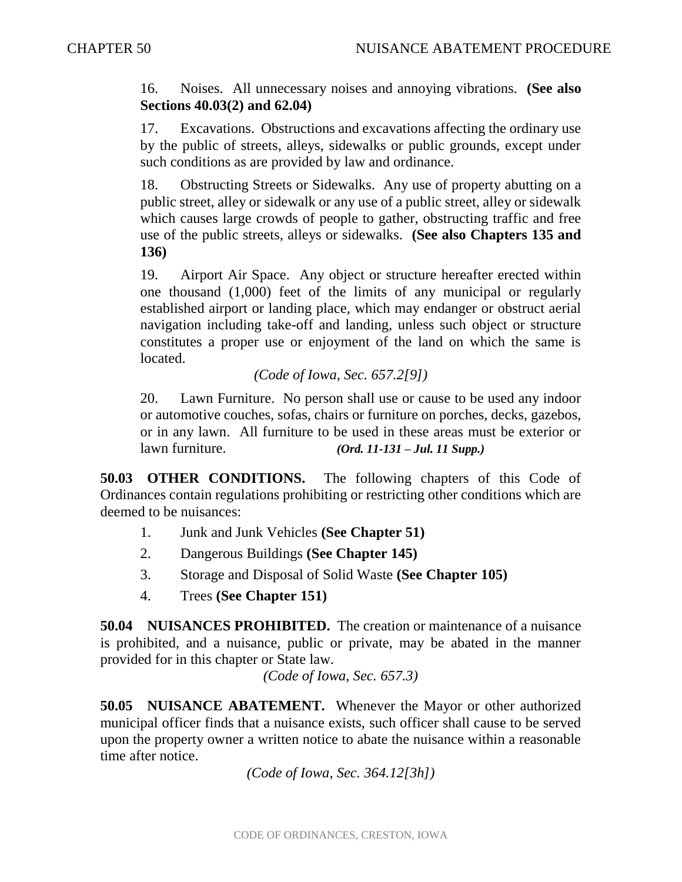16. Noises. All unnecessary noises and annoying vibrations. **(See also Sections 40.03(2) and 62.04)**

17. Excavations. Obstructions and excavations affecting the ordinary use by the public of streets, alleys, sidewalks or public grounds, except under such conditions as are provided by law and ordinance.

18. Obstructing Streets or Sidewalks. Any use of property abutting on a public street, alley or sidewalk or any use of a public street, alley or sidewalk which causes large crowds of people to gather, obstructing traffic and free use of the public streets, alleys or sidewalks. **(See also Chapters 135 and 136)**

19. Airport Air Space. Any object or structure hereafter erected within one thousand (1,000) feet of the limits of any municipal or regularly established airport or landing place, which may endanger or obstruct aerial navigation including take-off and landing, unless such object or structure constitutes a proper use or enjoyment of the land on which the same is located.

*(Code of Iowa, Sec. 657.2[9])*

20. Lawn Furniture. No person shall use or cause to be used any indoor or automotive couches, sofas, chairs or furniture on porches, decks, gazebos, or in any lawn. All furniture to be used in these areas must be exterior or lawn furniture. ***(Ord. 11-131 – Jul. 11 Supp.)***

**50.03 OTHER CONDITIONS.** The following chapters of this Code of Ordinances contain regulations prohibiting or restricting other conditions which are deemed to be nuisances:

1. Junk and Junk Vehicles **(See Chapter 51)**
2. Dangerous Buildings **(See Chapter 145)**
3. Storage and Disposal of Solid Waste **(See Chapter 105)**
4. Trees **(See Chapter 151)**

**50.04 NUISANCES PROHIBITED.** The creation or maintenance of a nuisance is prohibited, and a nuisance, public or private, may be abated in the manner provided for in this chapter or State law.

*(Code of Iowa, Sec. 657.3)*

**50.05 NUISANCE ABATEMENT.** Whenever the Mayor or other authorized municipal officer finds that a nuisance exists, such officer shall cause to be served upon the property owner a written notice to abate the nuisance within a reasonable time after notice.

*(Code of Iowa, Sec. 364.12[3h])*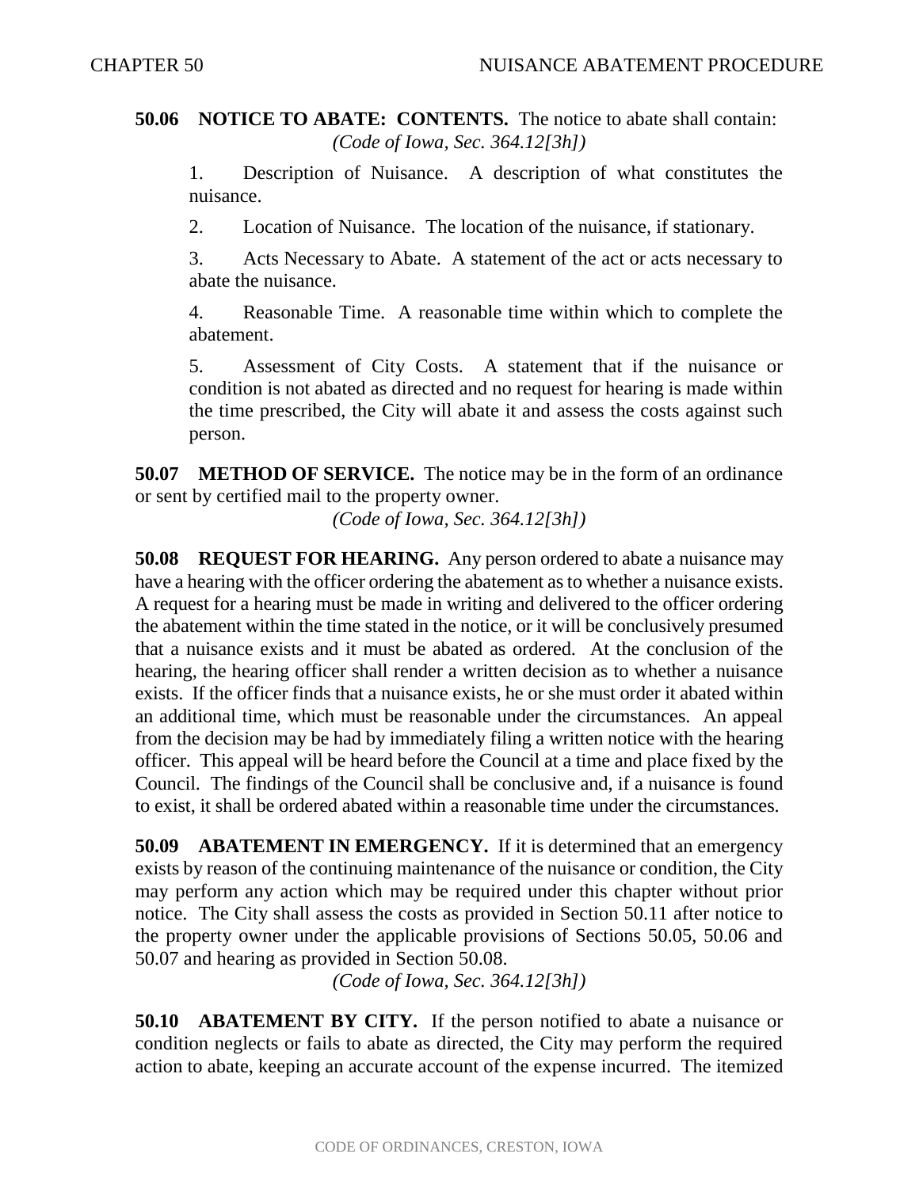**50.06 NOTICE TO ABATE: CONTENTS.** The notice to abate shall contain:

*(Code of Iowa, Sec. 364.12[3h])*

1. Description of Nuisance. A description of what constitutes the nuisance.

2. Location of Nuisance. The location of the nuisance, if stationary.

3. Acts Necessary to Abate. A statement of the act or acts necessary to abate the nuisance.

4. Reasonable Time. A reasonable time within which to complete the abatement.

5. Assessment of City Costs. A statement that if the nuisance or condition is not abated as directed and no request for hearing is made within the time prescribed, the City will abate it and assess the costs against such person.

**50.07 METHOD OF SERVICE.** The notice may be in the form of an ordinance or sent by certified mail to the property owner.

*(Code of Iowa, Sec. 364.12[3h])*

**50.08 REQUEST FOR HEARING.** Any person ordered to abate a nuisance may have a hearing with the officer ordering the abatement as to whether a nuisance exists. A request for a hearing must be made in writing and delivered to the officer ordering the abatement within the time stated in the notice, or it will be conclusively presumed that a nuisance exists and it must be abated as ordered. At the conclusion of the hearing, the hearing officer shall render a written decision as to whether a nuisance exists. If the officer finds that a nuisance exists, he or she must order it abated within an additional time, which must be reasonable under the circumstances. An appeal from the decision may be had by immediately filing a written notice with the hearing officer. This appeal will be heard before the Council at a time and place fixed by the Council. The findings of the Council shall be conclusive and, if a nuisance is found to exist, it shall be ordered abated within a reasonable time under the circumstances.

**50.09 ABATEMENT IN EMERGENCY.** If it is determined that an emergency exists by reason of the continuing maintenance of the nuisance or condition, the City may perform any action which may be required under this chapter without prior notice. The City shall assess the costs as provided in Section 50.11 after notice to the property owner under the applicable provisions of Sections 50.05, 50.06 and 50.07 and hearing as provided in Section 50.08.

*(Code of Iowa, Sec. 364.12[3h])*

**50.10 ABATEMENT BY CITY.** If the person notified to abate a nuisance or condition neglects or fails to abate as directed, the City may perform the required action to abate, keeping an accurate account of the expense incurred. The itemized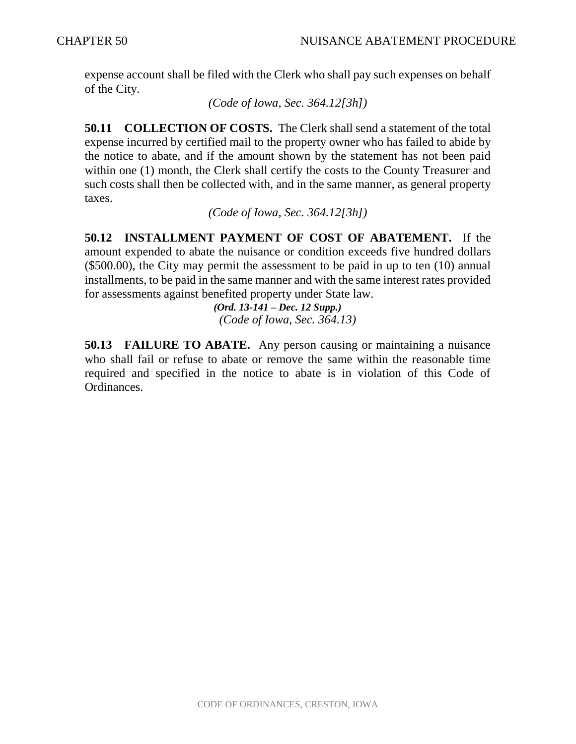expense account shall be filed with the Clerk who shall pay such expenses on behalf of the City.

*(Code of Iowa, Sec. 364.12[3h])*

**50.11 COLLECTION OF COSTS.** The Clerk shall send a statement of the total expense incurred by certified mail to the property owner who has failed to abide by the notice to abate, and if the amount shown by the statement has not been paid within one (1) month, the Clerk shall certify the costs to the County Treasurer and such costs shall then be collected with, and in the same manner, as general property taxes.

*(Code of Iowa, Sec. 364.12[3h])*

**50.12 INSTALLMENT PAYMENT OF COST OF ABATEMENT.** If the amount expended to abate the nuisance or condition exceeds five hundred dollars ($500.00), the City may permit the assessment to be paid in up to ten (10) annual installments, to be paid in the same manner and with the same interest rates provided for assessments against benefited property under State law.

***(Ord. 13-141 – Dec. 12 Supp.)***

*(Code of Iowa, Sec. 364.13)*

**50.13 FAILURE TO ABATE.** Any person causing or maintaining a nuisance who shall fail or refuse to abate or remove the same within the reasonable time required and specified in the notice to abate is in violation of this Code of Ordinances.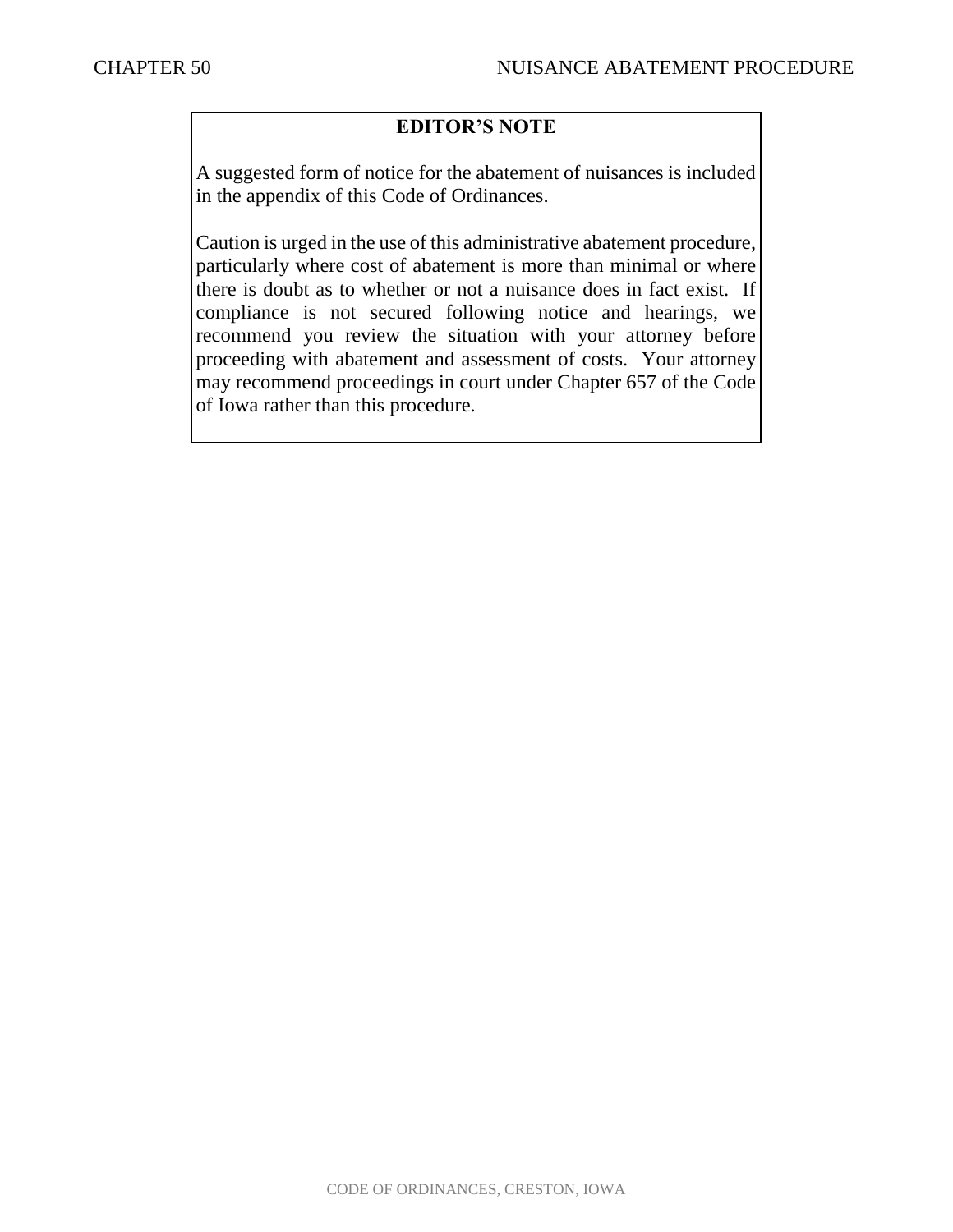**EDITOR'S NOTE**

A suggested form of notice for the abatement of nuisances is included in the appendix of this Code of Ordinances.

Caution is urged in the use of this administrative abatement procedure, particularly where cost of abatement is more than minimal or where there is doubt as to whether or not a nuisance does in fact exist. If compliance is not secured following notice and hearings, we recommend you review the situation with your attorney before proceeding with abatement and assessment of costs. Your attorney may recommend proceedings in court under Chapter 657 of the Code of Iowa rather than this procedure.